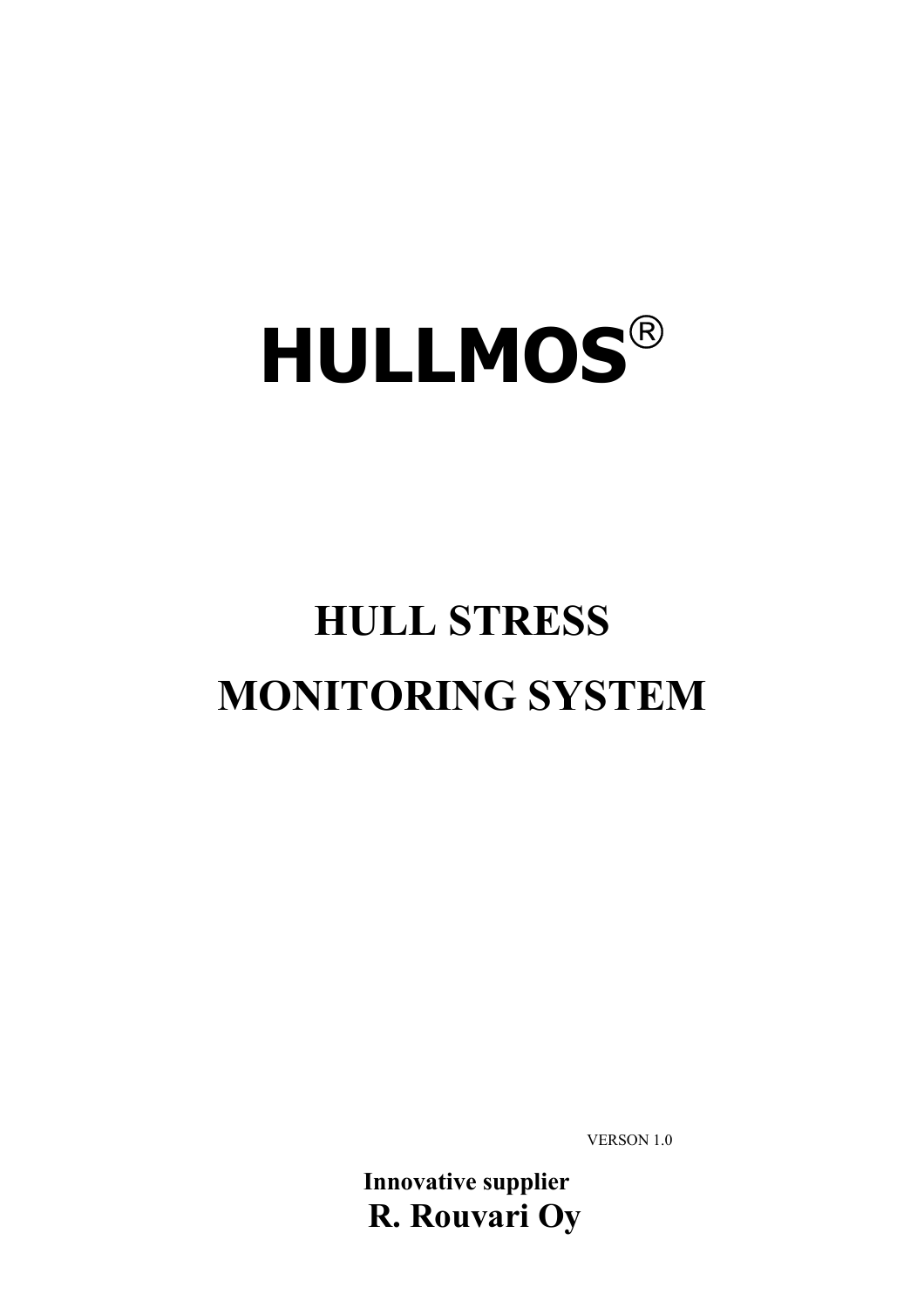# HULLMOS®

## HULL STRESS

## MONITORING SYSTEM

VERSON 1.0

**Innovative supplier**

**R. Rouvari Oy**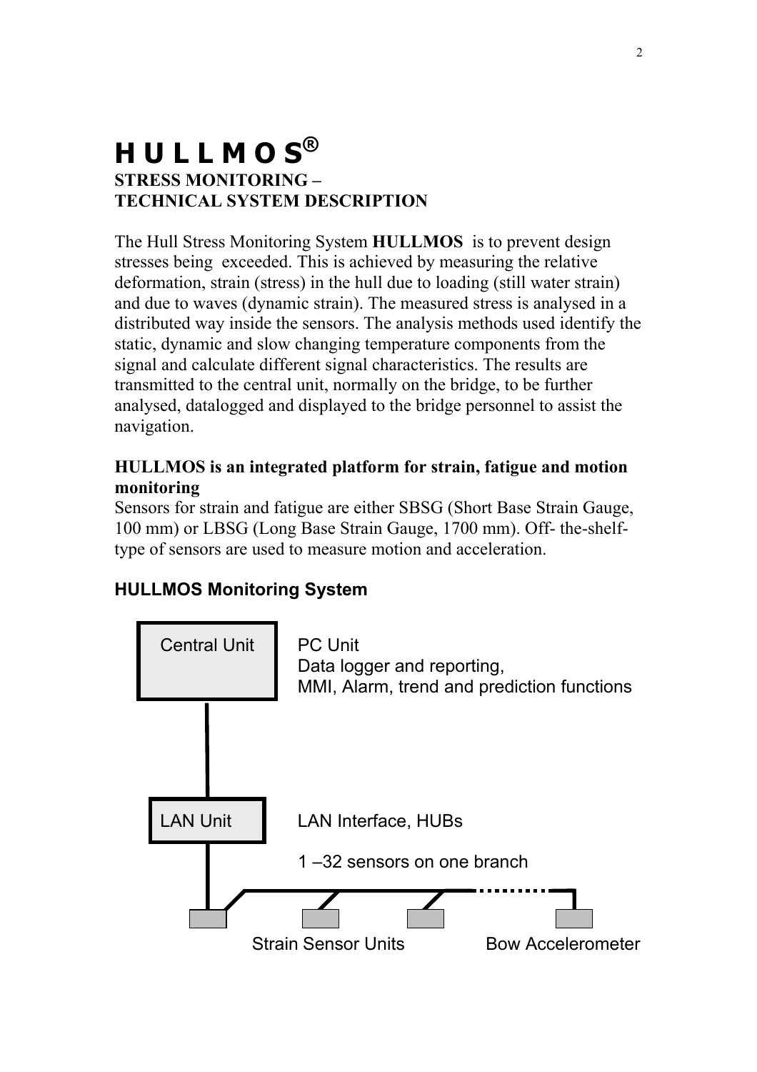# HULLMOS®

**STRESS MONITORING – TECHNICAL SYSTEM DESCRIPTION**

The Hull Stress Monitoring System **HULLMOS** is to prevent design stresses being exceeded. This is achieved by measuring the relative deformation, strain (stress) in the hull due to loading (still water strain) and due to waves (dynamic strain). The measured stress is analysed in a distributed way inside the sensors. The analysis methods used identify the static, dynamic and slow changing temperature components from the signal and calculate different signal characteristics. The results are transmitted to the central unit, normally on the bridge, to be further analysed, datalogged and displayed to the bridge personnel to assist the navigation.

**HULLMOS is an integrated platform for strain, fatigue and motion monitoring**

Sensors for strain and fatigue are either SBSG (Short Base Strain Gauge, 100 mm) or LBSG (Long Base Strain Gauge, 1700 mm). Off- the-shelf-type of sensors are used to measure motion and acceleration.

## HULLMOS Monitoring System

Central Unit — PC Unit, Data logger and reporting, MMI, Alarm, trend and prediction functions

LAN Unit — LAN Interface, HUBs

1 –32 sensors on one branch

Strain Sensor Units

Bow Accelerometer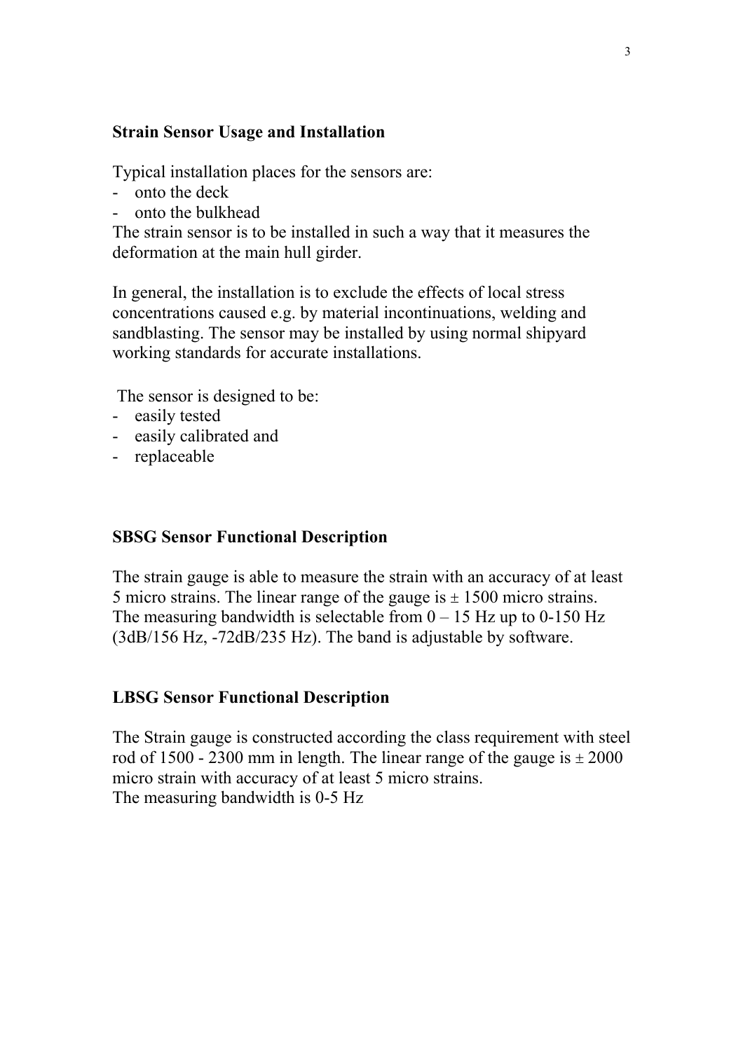## Strain Sensor Usage and Installation

Typical installation places for the sensors are:

- onto the deck
- onto the bulkhead

The strain sensor is to be installed in such a way that it measures the deformation at the main hull girder.

In general, the installation is to exclude the effects of local stress concentrations caused e.g. by material incontinuations, welding and sandblasting. The sensor may be installed by using normal shipyard working standards for accurate installations.

The sensor is designed to be:

- easily tested
- easily calibrated and
- replaceable

## SBSG Sensor Functional Description

The strain gauge is able to measure the strain with an accuracy of at least 5 micro strains. The linear range of the gauge is ± 1500 micro strains. The measuring bandwidth is selectable from 0 – 15 Hz up to 0-150 Hz (3dB/156 Hz, -72dB/235 Hz). The band is adjustable by software.

## LBSG Sensor Functional Description

The Strain gauge is constructed according the class requirement with steel rod of 1500 - 2300 mm in length. The linear range of the gauge is ± 2000 micro strain with accuracy of at least 5 micro strains.
The measuring bandwidth is 0-5 Hz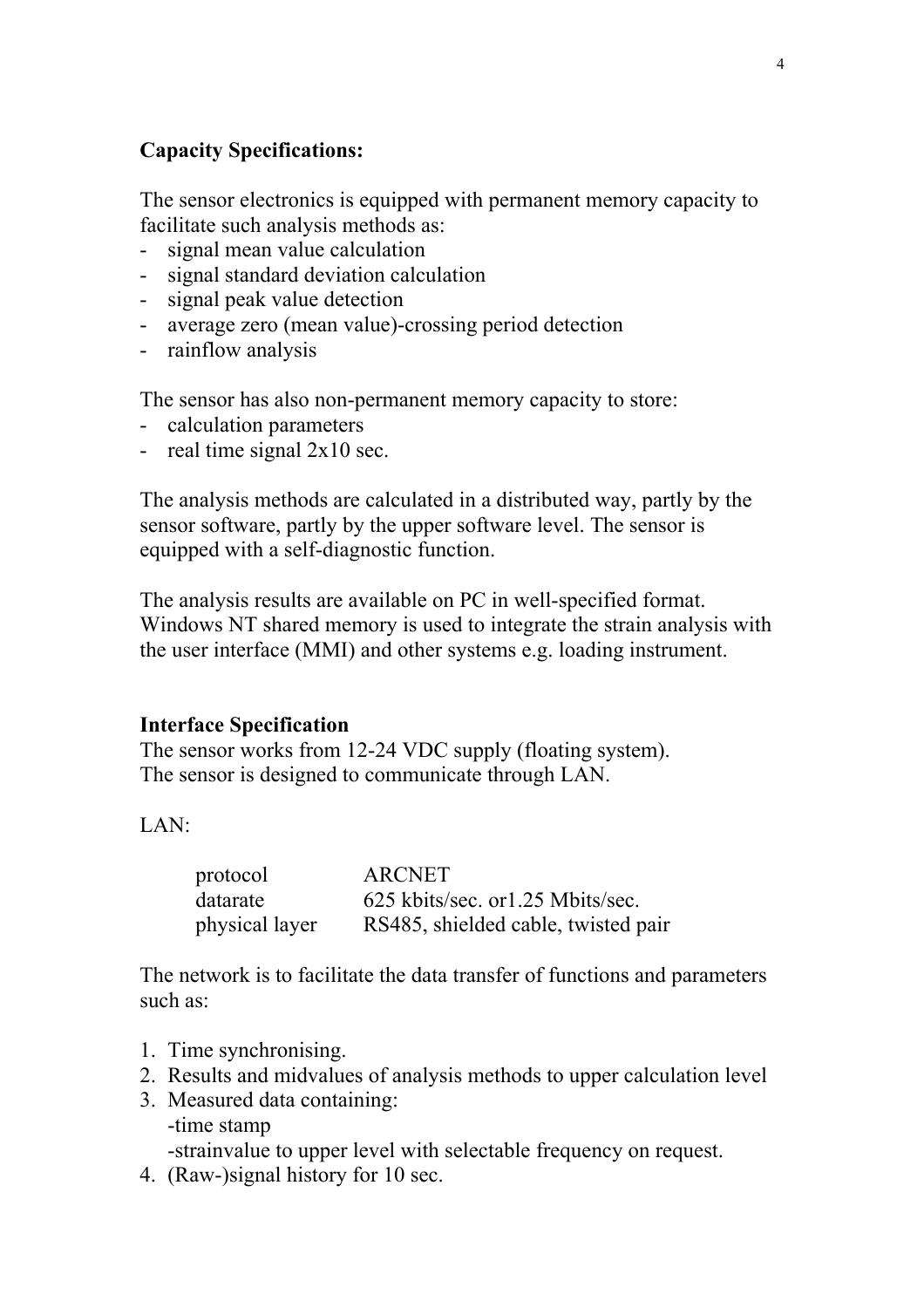**Capacity Specifications:**

The sensor electronics is equipped with permanent memory capacity to facilitate such analysis methods as:

- signal mean value calculation
- signal standard deviation calculation
- signal peak value detection
- average zero (mean value)-crossing period detection
- rainflow analysis

The sensor has also non-permanent memory capacity to store:

- calculation parameters
- real time signal 2x10 sec.

The analysis methods are calculated in a distributed way, partly by the sensor software, partly by the upper software level. The sensor is equipped with a self-diagnostic function.

The analysis results are available on PC in well-specified format. Windows NT shared memory is used to integrate the strain analysis with the user interface (MMI) and other systems e.g. loading instrument.

**Interface Specification**

The sensor works from 12-24 VDC supply (floating system).
The sensor is designed to communicate through LAN.

LAN:

| | |
|---|---|
| protocol | ARCNET |
| datarate | 625 kbits/sec. or1.25 Mbits/sec. |
| physical layer | RS485, shielded cable, twisted pair |

The network is to facilitate the data transfer of functions and parameters such as:

1. Time synchronising.
2. Results and midvalues of analysis methods to upper calculation level
3. Measured data containing:
   -time stamp
   -strainvalue to upper level with selectable frequency on request.
4. (Raw-)signal history for 10 sec.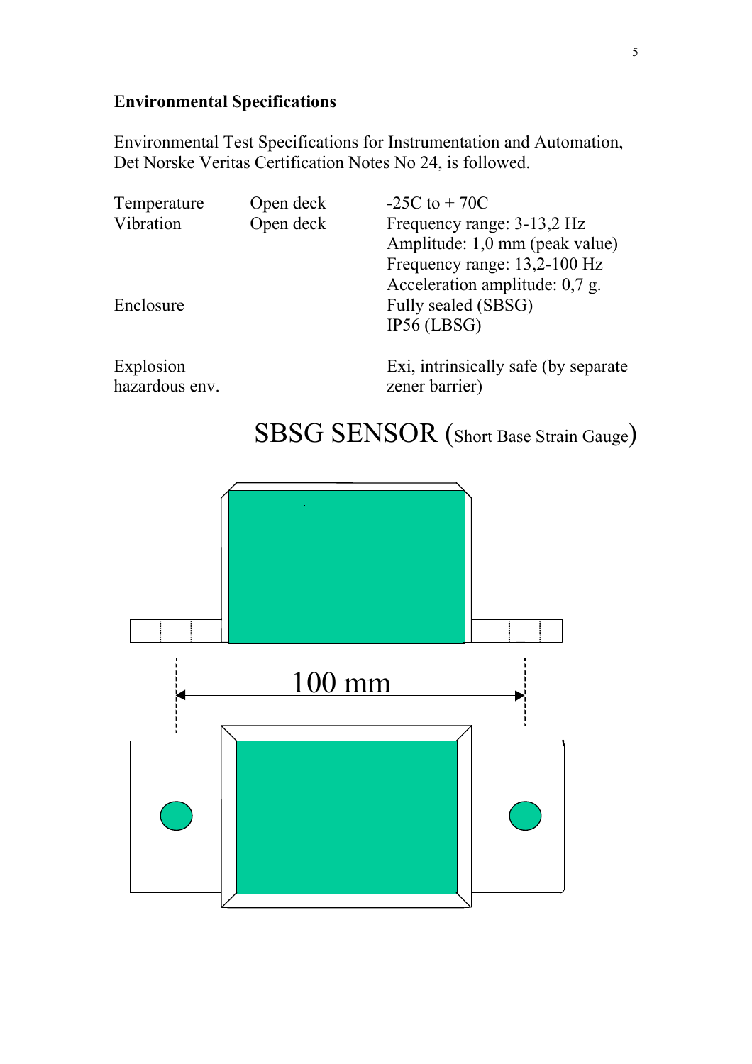**Environmental Specifications**

Environmental Test Specifications for Instrumentation and Automation, Det Norske Veritas Certification Notes No 24, is followed.

| | | |
|---|---|---|
| Temperature | Open deck | -25C to + 70C |
| Vibration | Open deck | Frequency range: 3-13,2 Hz<br>Amplitude: 1,0 mm (peak value)<br>Frequency range: 13,2-100 Hz<br>Acceleration amplitude: 0,7 g. |
| Enclosure | | Fully sealed (SBSG)<br>IP56 (LBSG) |
| Explosion hazardous env. | | Exi, intrinsically safe (by separate zener barrier) |

## SBSG SENSOR (Short Base Strain Gauge)

100 mm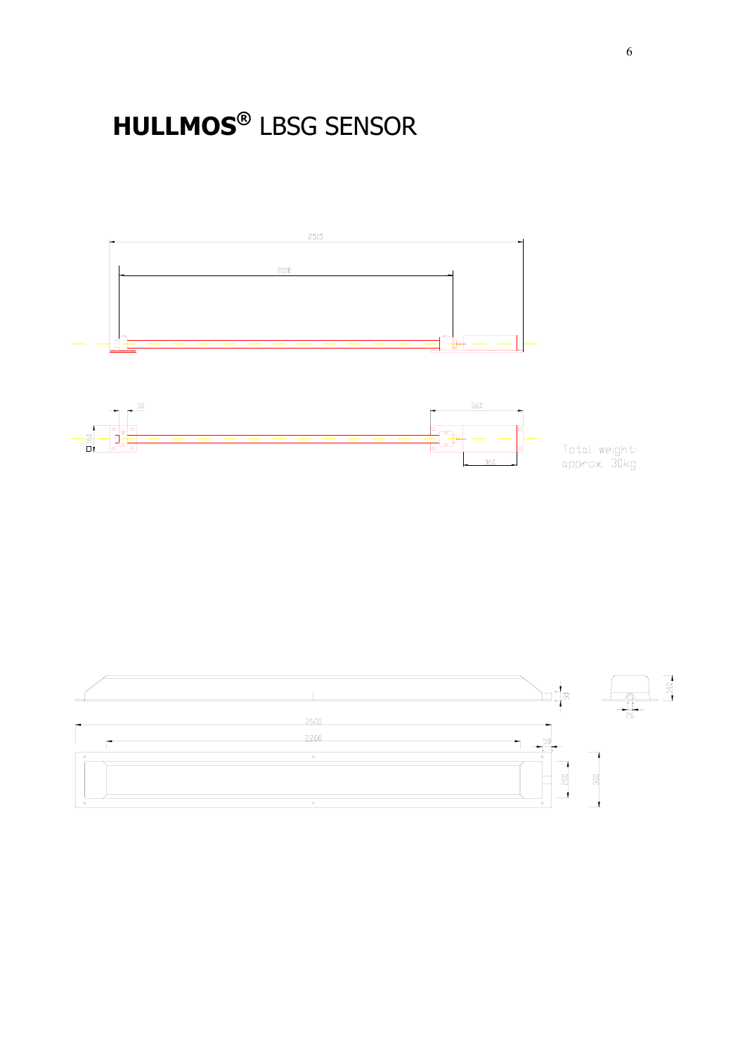# HULLMOS® LBSG SENSOR

2515

2000

50

560

160

360

Total weight: approx. 30kg

50

140

26

2600

2260

50

200

300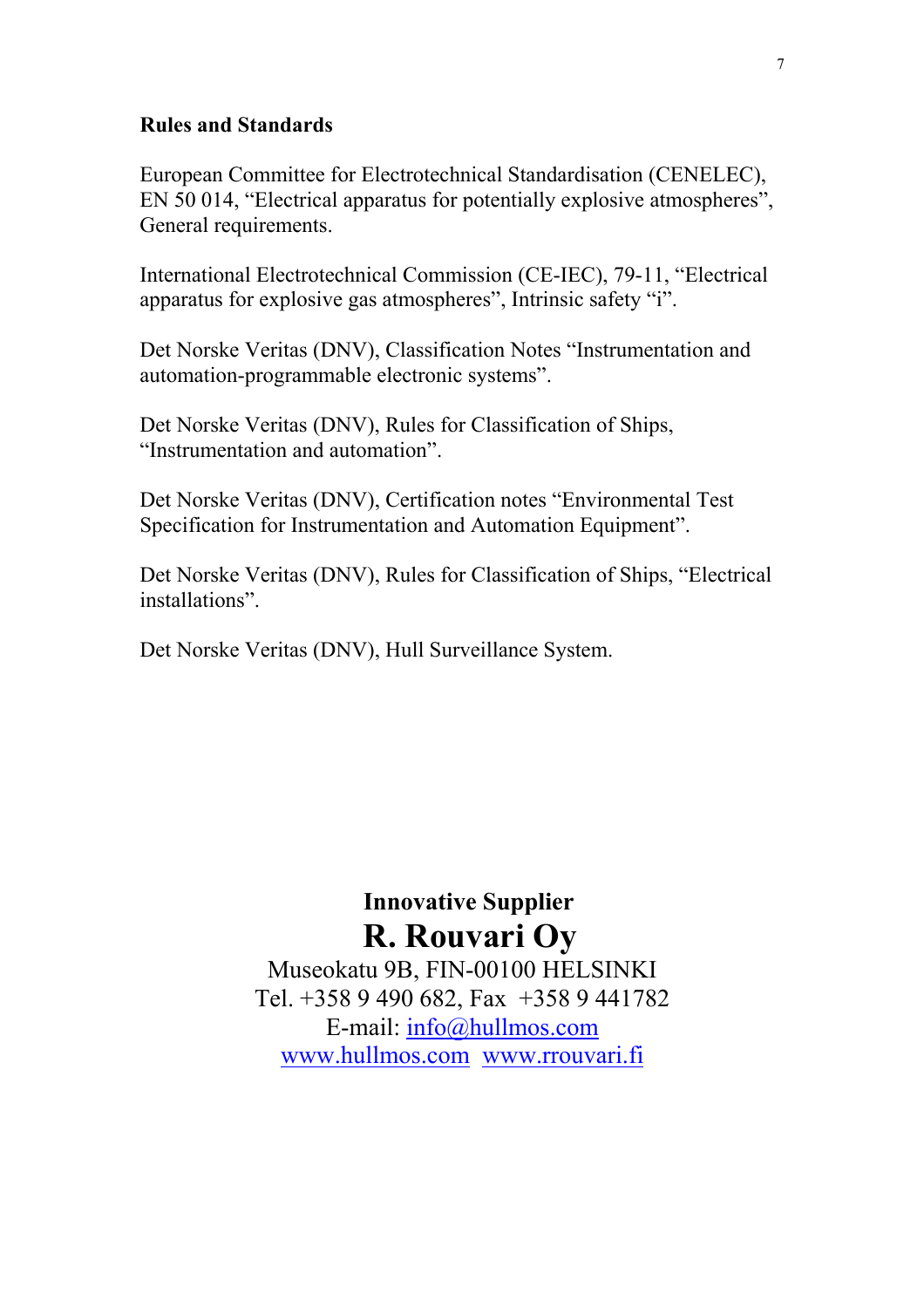**Rules and Standards**

European Committee for Electrotechnical Standardisation (CENELEC), EN 50 014, “Electrical apparatus for potentially explosive atmospheres”, General requirements.

International Electrotechnical Commission (CE-IEC), 79-11, “Electrical apparatus for explosive gas atmospheres”, Intrinsic safety “i”.

Det Norske Veritas (DNV), Classification Notes “Instrumentation and automation-programmable electronic systems”.

Det Norske Veritas (DNV), Rules for Classification of Ships, “Instrumentation and automation”.

Det Norske Veritas (DNV), Certification notes “Environmental Test Specification for Instrumentation and Automation Equipment”.

Det Norske Veritas (DNV), Rules for Classification of Ships, “Electrical installations”.

Det Norske Veritas (DNV), Hull Surveillance System.

**Innovative Supplier**

**R. Rouvari Oy**

Museokatu 9B, FIN-00100 HELSINKI
Tel. +358 9 490 682, Fax +358 9 441782
E-mail: info@hullmos.com
www.hullmos.com www.rrouvari.fi